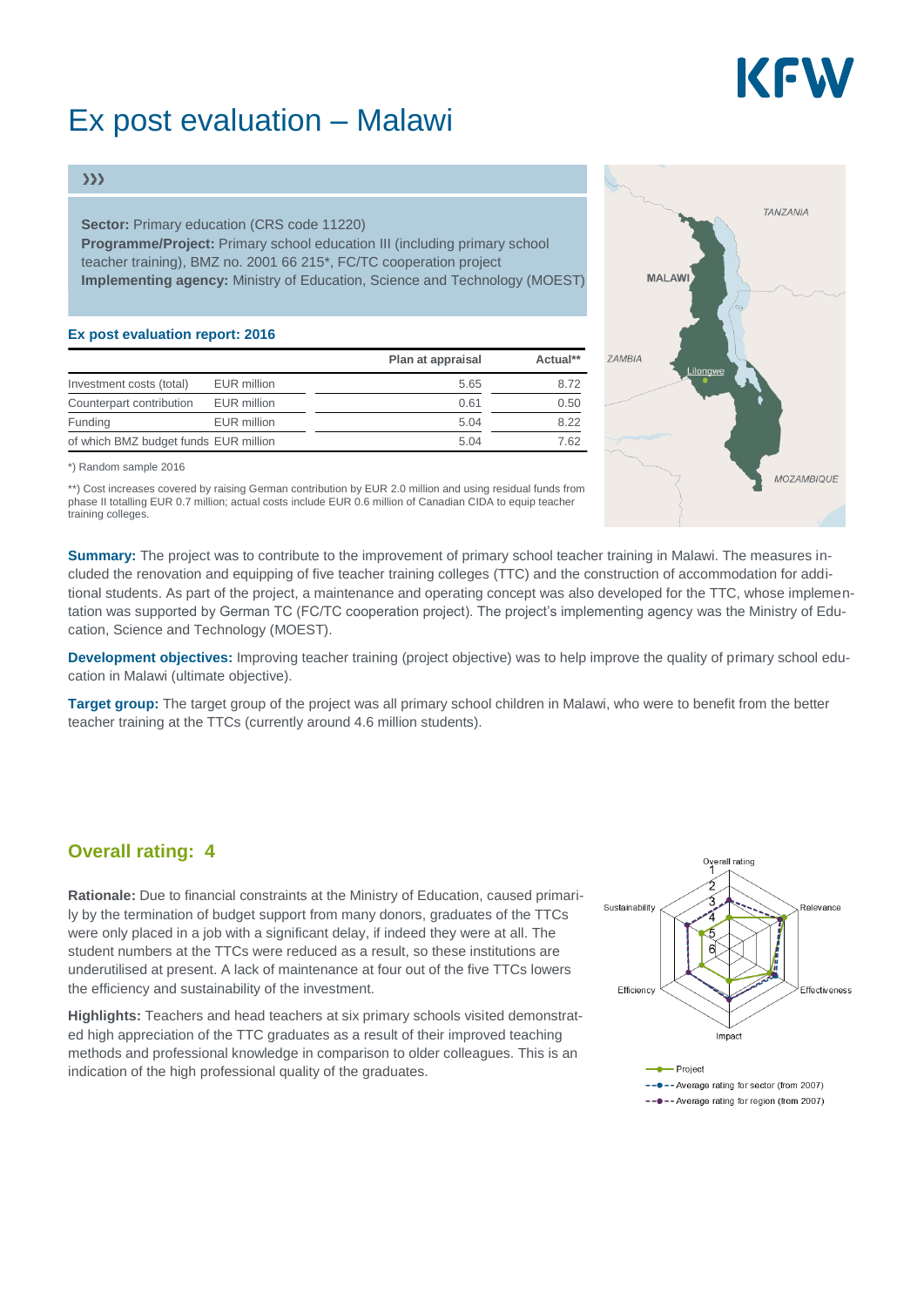# Ex post evaluation – Malawi

›››

**Sector:** Primary education (CRS code 11220)
**Programme/Project:** Primary school education III (including primary school teacher training), BMZ no. 2001 66 215*, FC/TC cooperation project
**Implementing agency:** Ministry of Education, Science and Technology (MOEST)

### Ex post evaluation report: 2016

| | | Plan at appraisal | Actual** |
|---|---|---|---|
| Investment costs (total) | EUR million | 5.65 | 8.72 |
| Counterpart contribution | EUR million | 0.61 | 0.50 |
| Funding | EUR million | 5.04 | 8.22 |
| of which BMZ budget funds | EUR million | 5.04 | 7.62 |

*) Random sample 2016

**) Cost increases covered by raising German contribution by EUR 2.0 million and using residual funds from phase II totalling EUR 0.7 million; actual costs include EUR 0.6 million of Canadian CIDA to equip teacher training colleges.

**Summary:** The project was to contribute to the improvement of primary school teacher training in Malawi. The measures included the renovation and equipping of five teacher training colleges (TTC) and the construction of accommodation for additional students. As part of the project, a maintenance and operating concept was also developed for the TTC, whose implementation was supported by German TC (FC/TC cooperation project). The project's implementing agency was the Ministry of Education, Science and Technology (MOEST).

**Development objectives:** Improving teacher training (project objective) was to help improve the quality of primary school education in Malawi (ultimate objective).

**Target group:** The target group of the project was all primary school children in Malawi, who were to benefit from the better teacher training at the TTCs (currently around 4.6 million students).

## Overall rating: 4

**Rationale:** Due to financial constraints at the Ministry of Education, caused primarily by the termination of budget support from many donors, graduates of the TTCs were only placed in a job with a significant delay, if indeed they were at all. The student numbers at the TTCs were reduced as a result, so these institutions are underutilised at present. A lack of maintenance at four out of the five TTCs lowers the efficiency and sustainability of the investment.

**Highlights:** Teachers and head teachers at six primary schools visited demonstrated high appreciation of the TTC graduates as a result of their improved teaching methods and professional knowledge in comparison to older colleagues. This is an indication of the high professional quality of the graduates.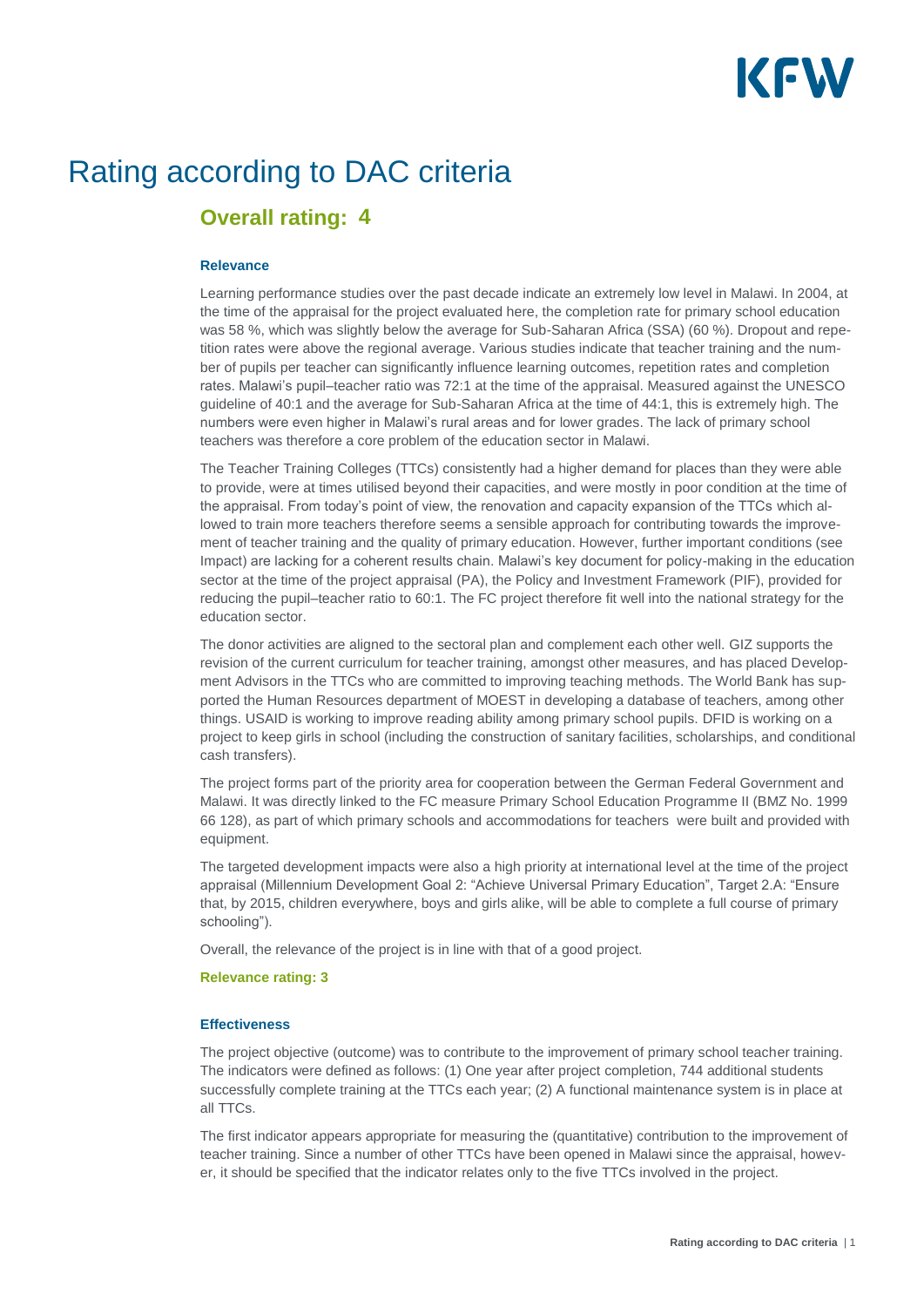# Rating according to DAC criteria

## Overall rating: 4

### Relevance

Learning performance studies over the past decade indicate an extremely low level in Malawi. In 2004, at the time of the appraisal for the project evaluated here, the completion rate for primary school education was 58 %, which was slightly below the average for Sub-Saharan Africa (SSA) (60 %). Dropout and repetition rates were above the regional average. Various studies indicate that teacher training and the number of pupils per teacher can significantly influence learning outcomes, repetition rates and completion rates. Malawi's pupil–teacher ratio was 72:1 at the time of the appraisal. Measured against the UNESCO guideline of 40:1 and the average for Sub-Saharan Africa at the time of 44:1, this is extremely high. The numbers were even higher in Malawi's rural areas and for lower grades. The lack of primary school teachers was therefore a core problem of the education sector in Malawi.

The Teacher Training Colleges (TTCs) consistently had a higher demand for places than they were able to provide, were at times utilised beyond their capacities, and were mostly in poor condition at the time of the appraisal. From today's point of view, the renovation and capacity expansion of the TTCs which allowed to train more teachers therefore seems a sensible approach for contributing towards the improvement of teacher training and the quality of primary education. However, further important conditions (see Impact) are lacking for a coherent results chain. Malawi's key document for policy-making in the education sector at the time of the project appraisal (PA), the Policy and Investment Framework (PIF), provided for reducing the pupil–teacher ratio to 60:1. The FC project therefore fit well into the national strategy for the education sector.

The donor activities are aligned to the sectoral plan and complement each other well. GIZ supports the revision of the current curriculum for teacher training, amongst other measures, and has placed Development Advisors in the TTCs who are committed to improving teaching methods. The World Bank has supported the Human Resources department of MOEST in developing a database of teachers, among other things. USAID is working to improve reading ability among primary school pupils. DFID is working on a project to keep girls in school (including the construction of sanitary facilities, scholarships, and conditional cash transfers).

The project forms part of the priority area for cooperation between the German Federal Government and Malawi. It was directly linked to the FC measure Primary School Education Programme II (BMZ No. 1999 66 128), as part of which primary schools and accommodations for teachers were built and provided with equipment.

The targeted development impacts were also a high priority at international level at the time of the project appraisal (Millennium Development Goal 2: "Achieve Universal Primary Education", Target 2.A: "Ensure that, by 2015, children everywhere, boys and girls alike, will be able to complete a full course of primary schooling").

Overall, the relevance of the project is in line with that of a good project.

**Relevance rating: 3**

### Effectiveness

The project objective (outcome) was to contribute to the improvement of primary school teacher training. The indicators were defined as follows: (1) One year after project completion, 744 additional students successfully complete training at the TTCs each year; (2) A functional maintenance system is in place at all TTCs.

The first indicator appears appropriate for measuring the (quantitative) contribution to the improvement of teacher training. Since a number of other TTCs have been opened in Malawi since the appraisal, however, it should be specified that the indicator relates only to the five TTCs involved in the project.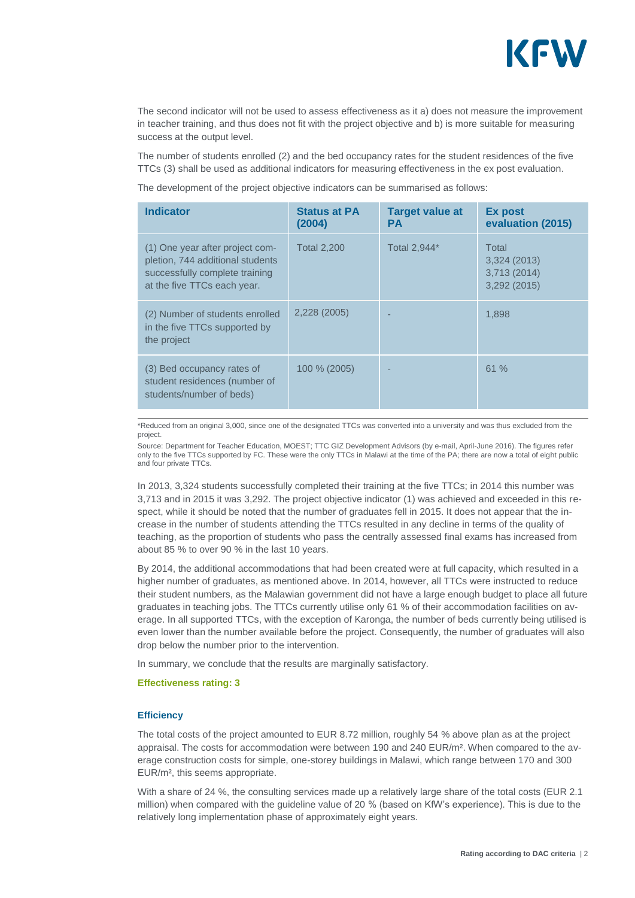The second indicator will not be used to assess effectiveness as it a) does not measure the improvement in teacher training, and thus does not fit with the project objective and b) is more suitable for measuring success at the output level.

The number of students enrolled (2) and the bed occupancy rates for the student residences of the five TTCs (3) shall be used as additional indicators for measuring effectiveness in the ex post evaluation.

The development of the project objective indicators can be summarised as follows:

| Indicator | Status at PA (2004) | Target value at PA | Ex post evaluation (2015) |
|---|---|---|---|
| (1) One year after project completion, 744 additional students successfully complete training at the five TTCs each year. | Total 2,200 | Total 2,944* | Total 3,324 (2013) 3,713 (2014) 3,292 (2015) |
| (2) Number of students enrolled in the five TTCs supported by the project | 2,228 (2005) | - | 1,898 |
| (3) Bed occupancy rates of student residences (number of students/number of beds) | 100 % (2005) | - | 61 % |

*Reduced from an original 3,000, since one of the designated TTCs was converted into a university and was thus excluded from the project.

Source: Department for Teacher Education, MOEST; TTC GIZ Development Advisors (by e-mail, April-June 2016). The figures refer only to the five TTCs supported by FC. These were the only TTCs in Malawi at the time of the PA; there are now a total of eight public and four private TTCs.

In 2013, 3,324 students successfully completed their training at the five TTCs; in 2014 this number was 3,713 and in 2015 it was 3,292. The project objective indicator (1) was achieved and exceeded in this respect, while it should be noted that the number of graduates fell in 2015. It does not appear that the increase in the number of students attending the TTCs resulted in any decline in terms of the quality of teaching, as the proportion of students who pass the centrally assessed final exams has increased from about 85 % to over 90 % in the last 10 years.

By 2014, the additional accommodations that had been created were at full capacity, which resulted in a higher number of graduates, as mentioned above. In 2014, however, all TTCs were instructed to reduce their student numbers, as the Malawian government did not have a large enough budget to place all future graduates in teaching jobs. The TTCs currently utilise only 61 % of their accommodation facilities on average. In all supported TTCs, with the exception of Karonga, the number of beds currently being utilised is even lower than the number available before the project. Consequently, the number of graduates will also drop below the number prior to the intervention.

In summary, we conclude that the results are marginally satisfactory.

**Effectiveness rating: 3**

### Efficiency

The total costs of the project amounted to EUR 8.72 million, roughly 54 % above plan as at the project appraisal. The costs for accommodation were between 190 and 240 EUR/m². When compared to the average construction costs for simple, one-storey buildings in Malawi, which range between 170 and 300 EUR/m², this seems appropriate.

With a share of 24 %, the consulting services made up a relatively large share of the total costs (EUR 2.1 million) when compared with the guideline value of 20 % (based on KfW's experience). This is due to the relatively long implementation phase of approximately eight years.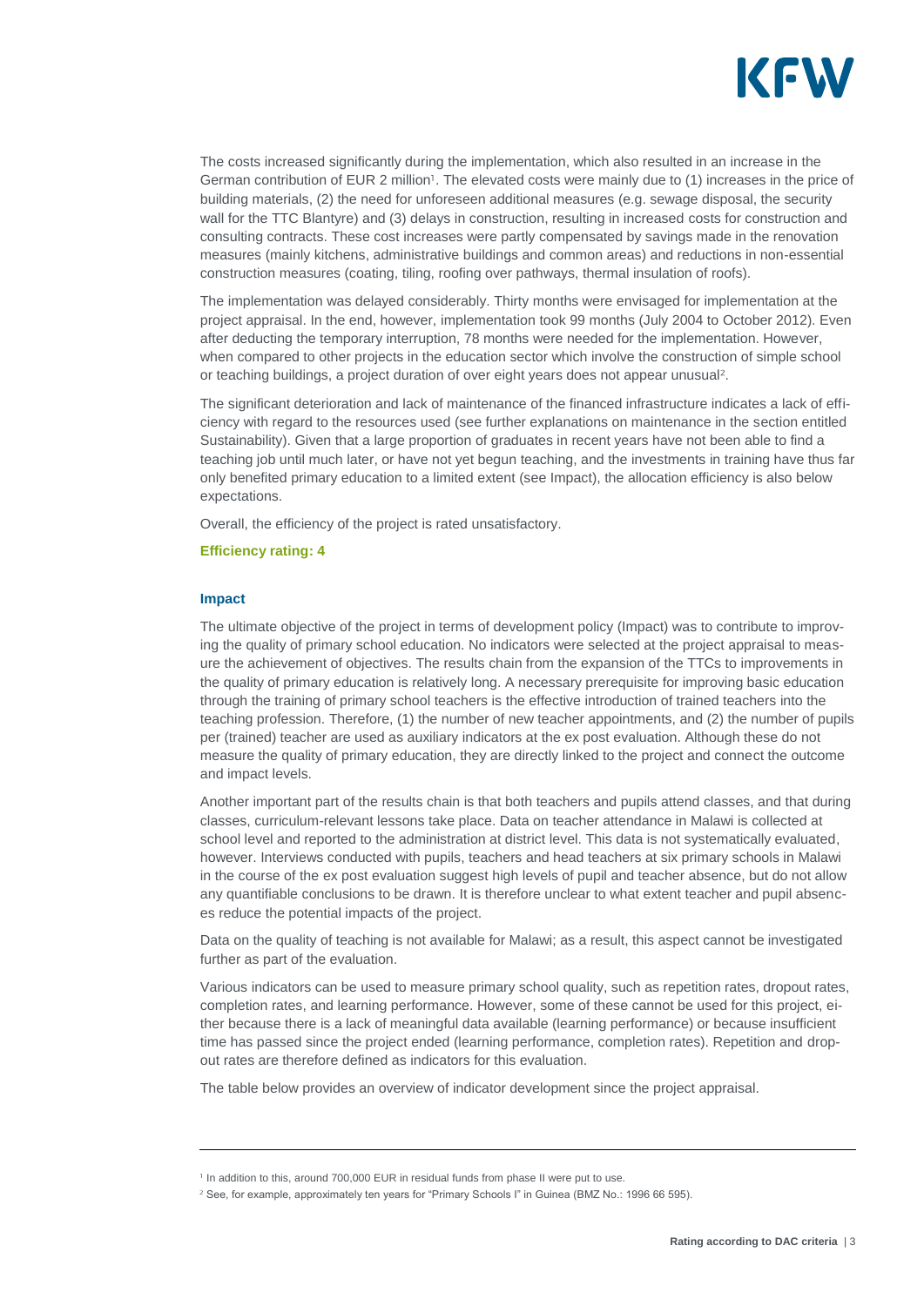The costs increased significantly during the implementation, which also resulted in an increase in the German contribution of EUR 2 million[1]. The elevated costs were mainly due to (1) increases in the price of building materials, (2) the need for unforeseen additional measures (e.g. sewage disposal, the security wall for the TTC Blantyre) and (3) delays in construction, resulting in increased costs for construction and consulting contracts. These cost increases were partly compensated by savings made in the renovation measures (mainly kitchens, administrative buildings and common areas) and reductions in non-essential construction measures (coating, tiling, roofing over pathways, thermal insulation of roofs).

The implementation was delayed considerably. Thirty months were envisaged for implementation at the project appraisal. In the end, however, implementation took 99 months (July 2004 to October 2012). Even after deducting the temporary interruption, 78 months were needed for the implementation. However, when compared to other projects in the education sector which involve the construction of simple school or teaching buildings, a project duration of over eight years does not appear unusual[2].

The significant deterioration and lack of maintenance of the financed infrastructure indicates a lack of efficiency with regard to the resources used (see further explanations on maintenance in the section entitled Sustainability). Given that a large proportion of graduates in recent years have not been able to find a teaching job until much later, or have not yet begun teaching, and the investments in training have thus far only benefited primary education to a limited extent (see Impact), the allocation efficiency is also below expectations.

Overall, the efficiency of the project is rated unsatisfactory.

**Efficiency rating: 4**

### Impact

The ultimate objective of the project in terms of development policy (Impact) was to contribute to improving the quality of primary school education. No indicators were selected at the project appraisal to measure the achievement of objectives. The results chain from the expansion of the TTCs to improvements in the quality of primary education is relatively long. A necessary prerequisite for improving basic education through the training of primary school teachers is the effective introduction of trained teachers into the teaching profession. Therefore, (1) the number of new teacher appointments, and (2) the number of pupils per (trained) teacher are used as auxiliary indicators at the ex post evaluation. Although these do not measure the quality of primary education, they are directly linked to the project and connect the outcome and impact levels.

Another important part of the results chain is that both teachers and pupils attend classes, and that during classes, curriculum-relevant lessons take place. Data on teacher attendance in Malawi is collected at school level and reported to the administration at district level. This data is not systematically evaluated, however. Interviews conducted with pupils, teachers and head teachers at six primary schools in Malawi in the course of the ex post evaluation suggest high levels of pupil and teacher absence, but do not allow any quantifiable conclusions to be drawn. It is therefore unclear to what extent teacher and pupil absences reduce the potential impacts of the project.

Data on the quality of teaching is not available for Malawi; as a result, this aspect cannot be investigated further as part of the evaluation.

Various indicators can be used to measure primary school quality, such as repetition rates, dropout rates, completion rates, and learning performance. However, some of these cannot be used for this project, either because there is a lack of meaningful data available (learning performance) or because insufficient time has passed since the project ended (learning performance, completion rates). Repetition and dropout rates are therefore defined as indicators for this evaluation.

The table below provides an overview of indicator development since the project appraisal.

---

[1] In addition to this, around 700,000 EUR in residual funds from phase II were put to use.

[2] See, for example, approximately ten years for "Primary Schools I" in Guinea (BMZ No.: 1996 66 595).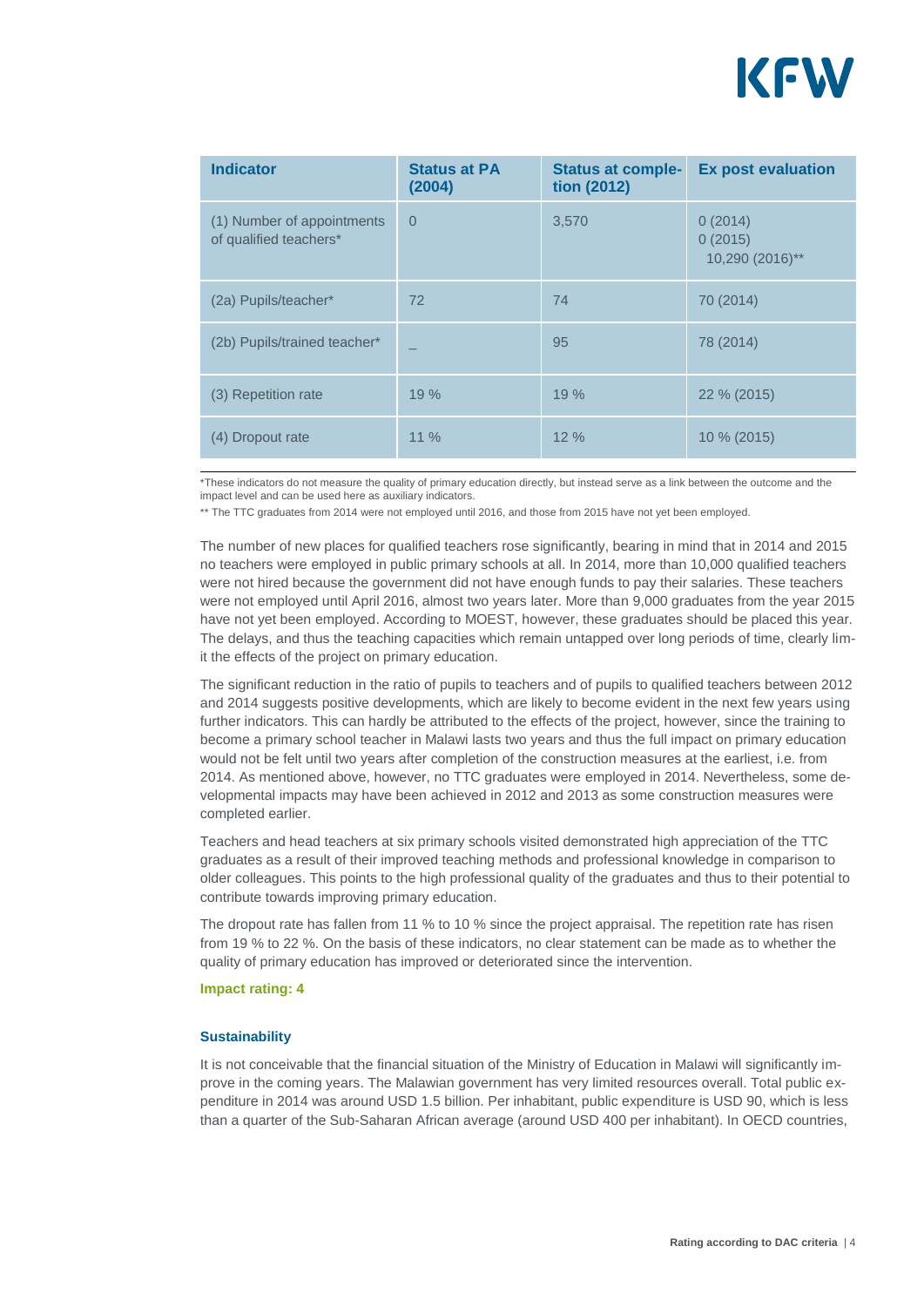| Indicator | Status at PA (2004) | Status at completion (2012) | Ex post evaluation |
| --- | --- | --- | --- |
| (1) Number of appointments of qualified teachers* | 0 | 3,570 | 0 (2014)<br>0 (2015)<br>10,290 (2016)** |
| (2a) Pupils/teacher* | 72 | 74 | 70 (2014) |
| (2b) Pupils/trained teacher* | _ | 95 | 78 (2014) |
| (3) Repetition rate | 19 % | 19 % | 22 % (2015) |
| (4) Dropout rate | 11 % | 12 % | 10 % (2015) |

*These indicators do not measure the quality of primary education directly, but instead serve as a link between the outcome and the impact level and can be used here as auxiliary indicators.

** The TTC graduates from 2014 were not employed until 2016, and those from 2015 have not yet been employed.

The number of new places for qualified teachers rose significantly, bearing in mind that in 2014 and 2015 no teachers were employed in public primary schools at all. In 2014, more than 10,000 qualified teachers were not hired because the government did not have enough funds to pay their salaries. These teachers were not employed until April 2016, almost two years later. More than 9,000 graduates from the year 2015 have not yet been employed. According to MOEST, however, these graduates should be placed this year. The delays, and thus the teaching capacities which remain untapped over long periods of time, clearly limit the effects of the project on primary education.

The significant reduction in the ratio of pupils to teachers and of pupils to qualified teachers between 2012 and 2014 suggests positive developments, which are likely to become evident in the next few years using further indicators. This can hardly be attributed to the effects of the project, however, since the training to become a primary school teacher in Malawi lasts two years and thus the full impact on primary education would not be felt until two years after completion of the construction measures at the earliest, i.e. from 2014. As mentioned above, however, no TTC graduates were employed in 2014. Nevertheless, some developmental impacts may have been achieved in 2012 and 2013 as some construction measures were completed earlier.

Teachers and head teachers at six primary schools visited demonstrated high appreciation of the TTC graduates as a result of their improved teaching methods and professional knowledge in comparison to older colleagues. This points to the high professional quality of the graduates and thus to their potential to contribute towards improving primary education.

The dropout rate has fallen from 11 % to 10 % since the project appraisal. The repetition rate has risen from 19 % to 22 %. On the basis of these indicators, no clear statement can be made as to whether the quality of primary education has improved or deteriorated since the intervention.

**Impact rating: 4**

### Sustainability

It is not conceivable that the financial situation of the Ministry of Education in Malawi will significantly improve in the coming years. The Malawian government has very limited resources overall. Total public expenditure in 2014 was around USD 1.5 billion. Per inhabitant, public expenditure is USD 90, which is less than a quarter of the Sub-Saharan African average (around USD 400 per inhabitant). In OECD countries,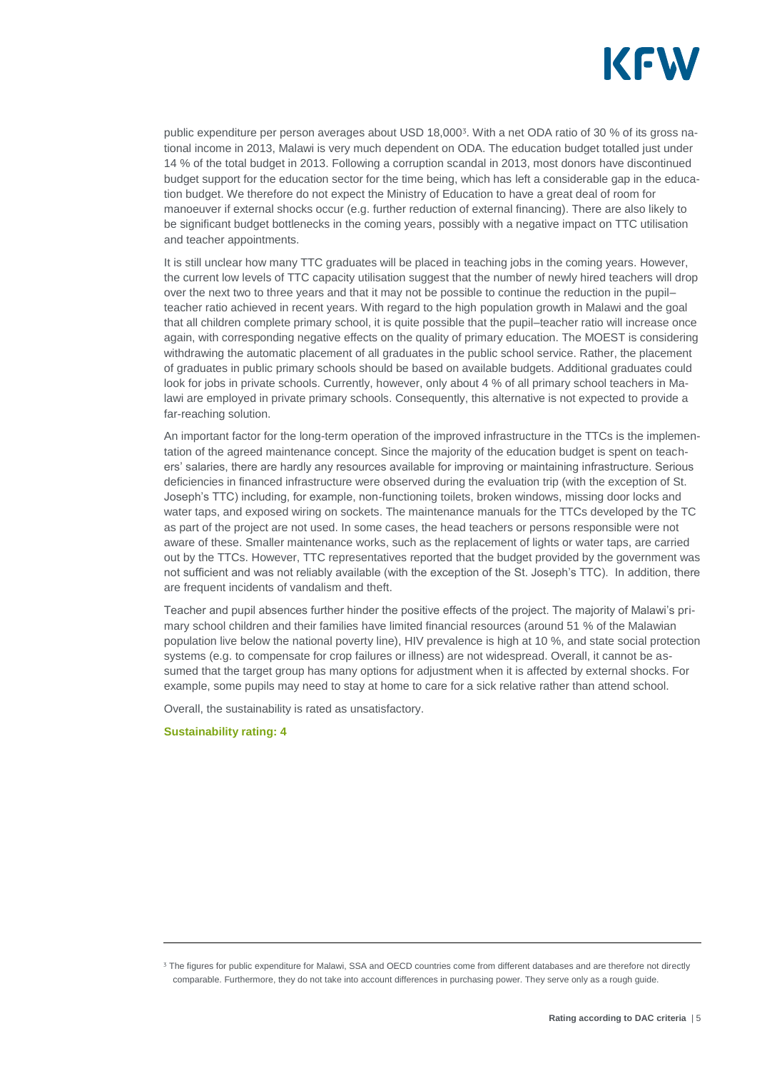public expenditure per person averages about USD 18,000[3]. With a net ODA ratio of 30 % of its gross national income in 2013, Malawi is very much dependent on ODA. The education budget totalled just under 14 % of the total budget in 2013. Following a corruption scandal in 2013, most donors have discontinued budget support for the education sector for the time being, which has left a considerable gap in the education budget. We therefore do not expect the Ministry of Education to have a great deal of room for manoeuver if external shocks occur (e.g. further reduction of external financing). There are also likely to be significant budget bottlenecks in the coming years, possibly with a negative impact on TTC utilisation and teacher appointments.

It is still unclear how many TTC graduates will be placed in teaching jobs in the coming years. However, the current low levels of TTC capacity utilisation suggest that the number of newly hired teachers will drop over the next two to three years and that it may not be possible to continue the reduction in the pupil–teacher ratio achieved in recent years. With regard to the high population growth in Malawi and the goal that all children complete primary school, it is quite possible that the pupil–teacher ratio will increase once again, with corresponding negative effects on the quality of primary education. The MOEST is considering withdrawing the automatic placement of all graduates in the public school service. Rather, the placement of graduates in public primary schools should be based on available budgets. Additional graduates could look for jobs in private schools. Currently, however, only about 4 % of all primary school teachers in Malawi are employed in private primary schools. Consequently, this alternative is not expected to provide a far-reaching solution.

An important factor for the long-term operation of the improved infrastructure in the TTCs is the implementation of the agreed maintenance concept. Since the majority of the education budget is spent on teachers' salaries, there are hardly any resources available for improving or maintaining infrastructure. Serious deficiencies in financed infrastructure were observed during the evaluation trip (with the exception of St. Joseph's TTC) including, for example, non-functioning toilets, broken windows, missing door locks and water taps, and exposed wiring on sockets. The maintenance manuals for the TTCs developed by the TC as part of the project are not used. In some cases, the head teachers or persons responsible were not aware of these. Smaller maintenance works, such as the replacement of lights or water taps, are carried out by the TTCs. However, TTC representatives reported that the budget provided by the government was not sufficient and was not reliably available (with the exception of the St. Joseph's TTC). In addition, there are frequent incidents of vandalism and theft.

Teacher and pupil absences further hinder the positive effects of the project. The majority of Malawi's primary school children and their families have limited financial resources (around 51 % of the Malawian population live below the national poverty line), HIV prevalence is high at 10 %, and state social protection systems (e.g. to compensate for crop failures or illness) are not widespread. Overall, it cannot be assumed that the target group has many options for adjustment when it is affected by external shocks. For example, some pupils may need to stay at home to care for a sick relative rather than attend school.

Overall, the sustainability is rated as unsatisfactory.

**Sustainability rating: 4**

---

[3] The figures for public expenditure for Malawi, SSA and OECD countries come from different databases and are therefore not directly comparable. Furthermore, they do not take into account differences in purchasing power. They serve only as a rough guide.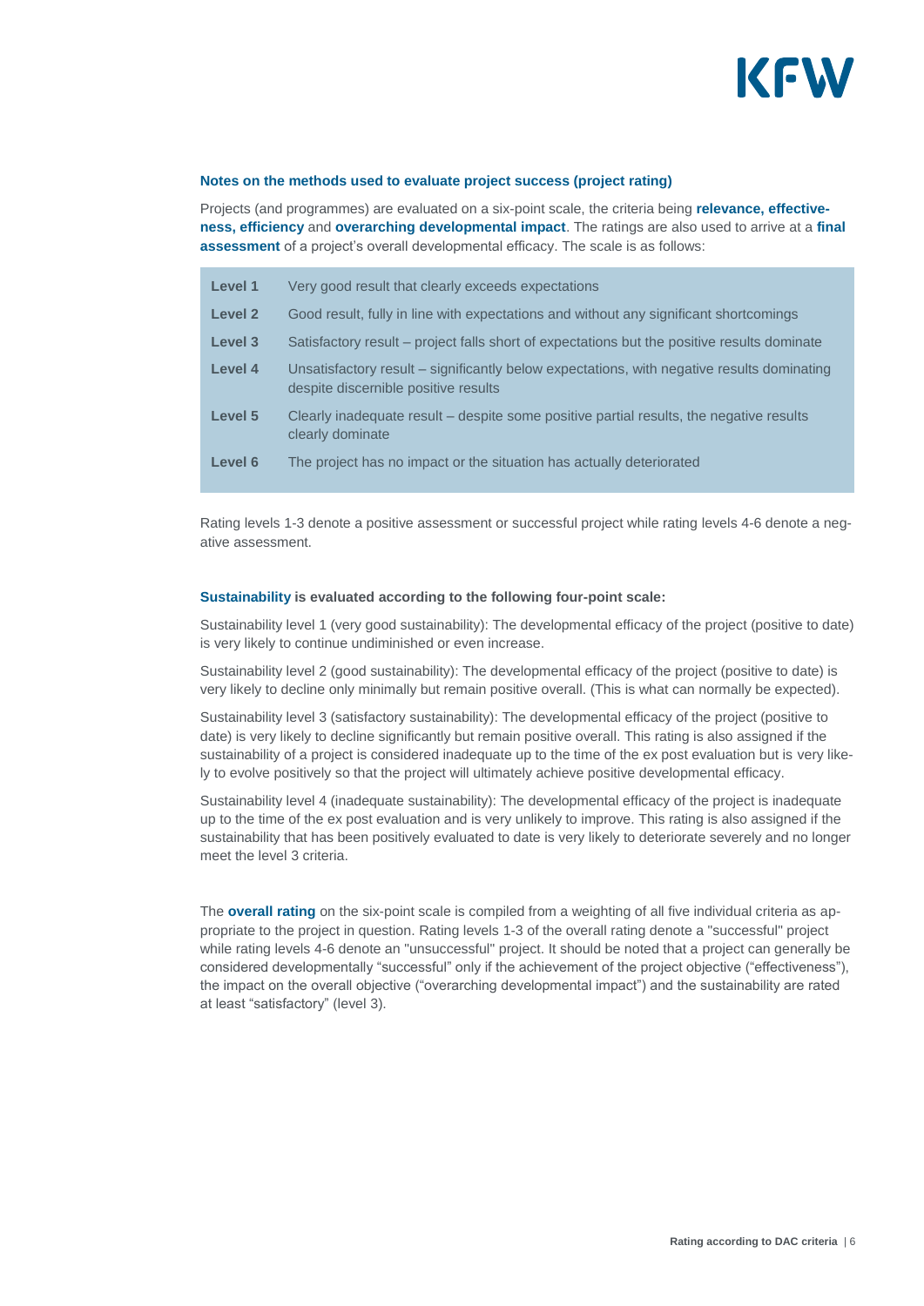### Notes on the methods used to evaluate project success (project rating)

Projects (and programmes) are evaluated on a six-point scale, the criteria being **relevance, effectiveness, efficiency** and **overarching developmental impact**. The ratings are also used to arrive at a **final assessment** of a project's overall developmental efficacy. The scale is as follows:

| | |
|---|---|
| **Level 1** | Very good result that clearly exceeds expectations |
| **Level 2** | Good result, fully in line with expectations and without any significant shortcomings |
| **Level 3** | Satisfactory result – project falls short of expectations but the positive results dominate |
| **Level 4** | Unsatisfactory result – significantly below expectations, with negative results dominating despite discernible positive results |
| **Level 5** | Clearly inadequate result – despite some positive partial results, the negative results clearly dominate |
| **Level 6** | The project has no impact or the situation has actually deteriorated |

Rating levels 1-3 denote a positive assessment or successful project while rating levels 4-6 denote a negative assessment.

### Sustainability is evaluated according to the following four-point scale:

Sustainability level 1 (very good sustainability): The developmental efficacy of the project (positive to date) is very likely to continue undiminished or even increase.

Sustainability level 2 (good sustainability): The developmental efficacy of the project (positive to date) is very likely to decline only minimally but remain positive overall. (This is what can normally be expected).

Sustainability level 3 (satisfactory sustainability): The developmental efficacy of the project (positive to date) is very likely to decline significantly but remain positive overall. This rating is also assigned if the sustainability of a project is considered inadequate up to the time of the ex post evaluation but is very likely to evolve positively so that the project will ultimately achieve positive developmental efficacy.

Sustainability level 4 (inadequate sustainability): The developmental efficacy of the project is inadequate up to the time of the ex post evaluation and is very unlikely to improve. This rating is also assigned if the sustainability that has been positively evaluated to date is very likely to deteriorate severely and no longer meet the level 3 criteria.

The **overall rating** on the six-point scale is compiled from a weighting of all five individual criteria as appropriate to the project in question. Rating levels 1-3 of the overall rating denote a "successful" project while rating levels 4-6 denote an "unsuccessful" project. It should be noted that a project can generally be considered developmentally "successful" only if the achievement of the project objective ("effectiveness"), the impact on the overall objective ("overarching developmental impact") and the sustainability are rated at least "satisfactory" (level 3).